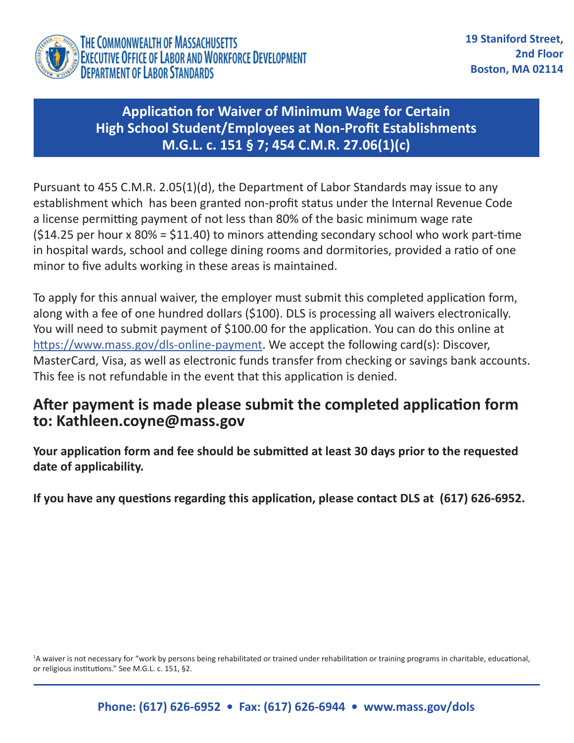THE COMMONWEALTH OF MASSACHUSETTS
EXECUTIVE OFFICE OF LABOR AND WORKFORCE DEVELOPMENT
DEPARTMENT OF LABOR STANDARDS

**19 Staniford Street, 2nd Floor**
**Boston, MA 02114**

# Application for Waiver of Minimum Wage for Certain High School Student/Employees at Non-Profit Establishments M.G.L. c. 151 § 7; 454 C.M.R. 27.06(1)(c)

Pursuant to 455 C.M.R. 2.05(1)(d), the Department of Labor Standards may issue to any establishment which has been granted non-profit status under the Internal Revenue Code a license permitting payment of not less than 80% of the basic minimum wage rate ($14.25 per hour x 80% = $11.40) to minors attending secondary school who work part-time in hospital wards, school and college dining rooms and dormitories, provided a ratio of one minor to five adults working in these areas is maintained.

To apply for this annual waiver, the employer must submit this completed application form, along with a fee of one hundred dollars ($100). DLS is processing all waivers electronically. You will need to submit payment of $100.00 for the application. You can do this online at https://www.mass.gov/dls-online-payment. We accept the following card(s): Discover, MasterCard, Visa, as well as electronic funds transfer from checking or savings bank accounts. This fee is not refundable in the event that this application is denied.

## After payment is made please submit the completed application form to: Kathleen.coyne@mass.gov

**Your application form and fee should be submitted at least 30 days prior to the requested date of applicability.**

**If you have any questions regarding this application, please contact DLS at (617) 626-6952.**

[1] A waiver is not necessary for "work by persons being rehabilitated or trained under rehabilitation or training programs in charitable, educational, or religious institutions." See M.G.L. c. 151, §2.

**Phone: (617) 626-6952 • Fax: (617) 626-6944 • www.mass.gov/dols**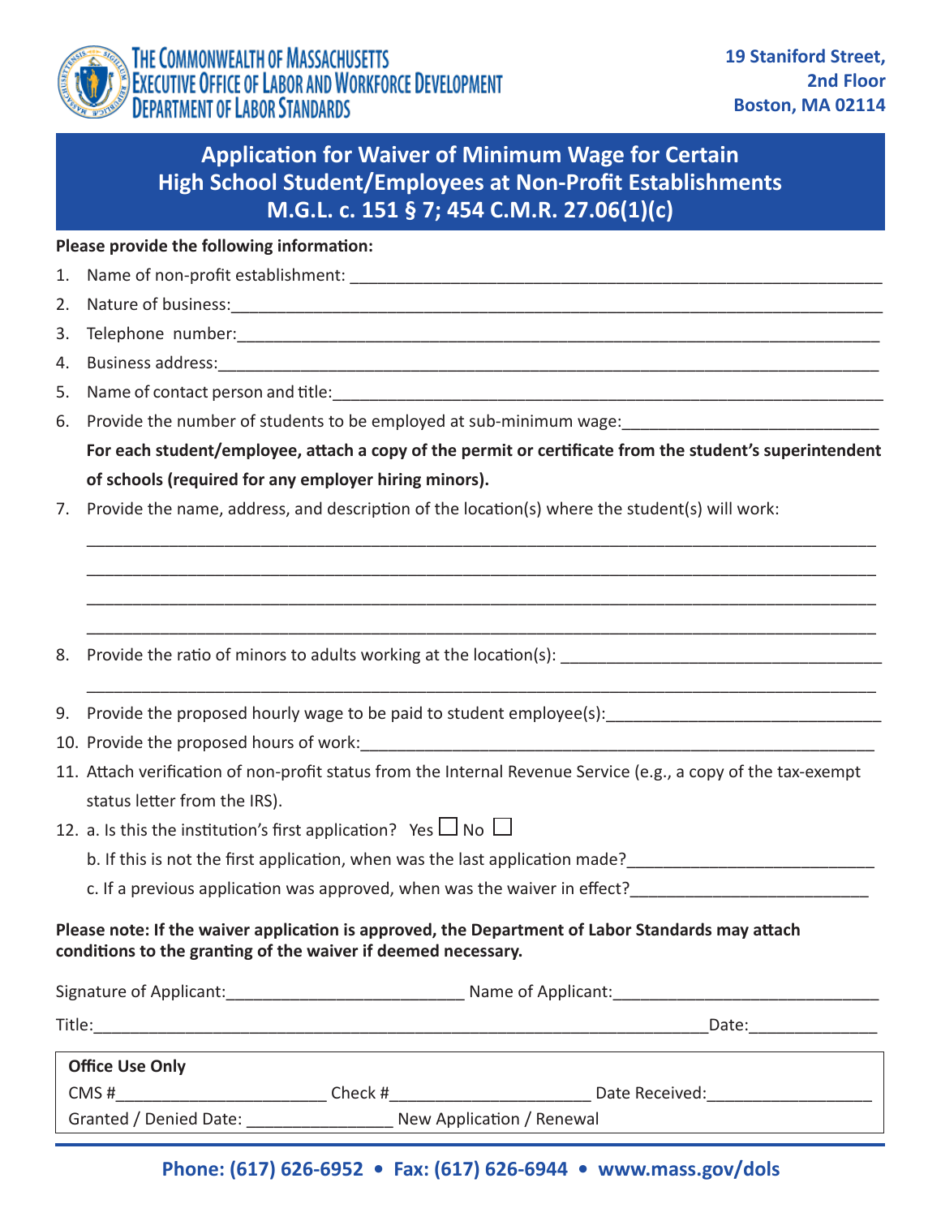THE COMMONWEALTH OF MASSACHUSETTS
EXECUTIVE OFFICE OF LABOR AND WORKFORCE DEVELOPMENT
DEPARTMENT OF LABOR STANDARDS

19 Staniford Street,
2nd Floor
Boston, MA 02114

# Application for Waiver of Minimum Wage for Certain High School Student/Employees at Non-Profit Establishments
## M.G.L. c. 151 § 7; 454 C.M.R. 27.06(1)(c)

**Please provide the following information:**

1. Name of non-profit establishment: ____________________
2. Nature of business: ____________________
3. Telephone number: ____________________
4. Business address: ____________________
5. Name of contact person and title: ____________________
6. Provide the number of students to be employed at sub-minimum wage: ____________________
   **For each student/employee, attach a copy of the permit or certificate from the student's superintendent of schools (required for any employer hiring minors).**
7. Provide the name, address, and description of the location(s) where the student(s) will work:
   ____________________
   ____________________
   ____________________
   ____________________
8. Provide the ratio of minors to adults working at the location(s): ____________________
   ____________________
9. Provide the proposed hourly wage to be paid to student employee(s): ____________________
10. Provide the proposed hours of work: ____________________
11. Attach verification of non-profit status from the Internal Revenue Service (e.g., a copy of the tax-exempt status letter from the IRS).
12. a. Is this the institution's first application? Yes ☐ No ☐
    b. If this is not the first application, when was the last application made? ____________________
    c. If a previous application was approved, when was the waiver in effect? ____________________

**Please note: If the waiver application is approved, the Department of Labor Standards may attach conditions to the granting of the waiver if deemed necessary.**

Signature of Applicant: ____________________ Name of Applicant: ____________________

Title: ____________________ Date: ____________________

**Office Use Only**

CMS # ____________________ Check # ____________________ Date Received: ____________________

Granted / Denied Date: ____________________ New Application / Renewal

**Phone: (617) 626-6952 • Fax: (617) 626-6944 • www.mass.gov/dols**